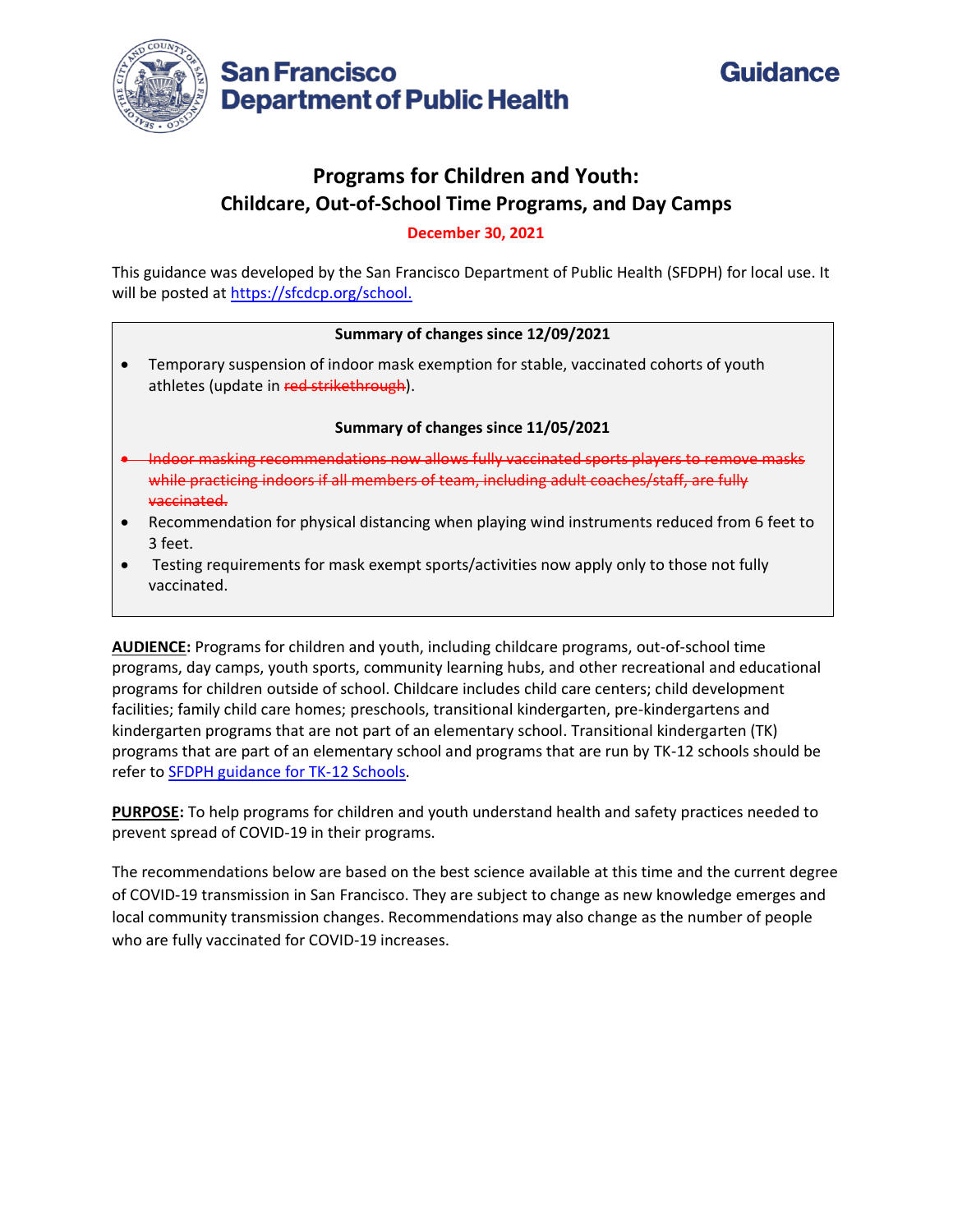San Francisco Department of Public Health

Guidance

# Programs for Children and Youth: Childcare, Out-of-School Time Programs, and Day Camps

**December 30, 2021**

This guidance was developed by the San Francisco Department of Public Health (SFDPH) for local use. It will be posted at [https://sfcdcp.org/school.](https://sfcdcp.org/school)

**Summary of changes since 12/09/2021**

- Temporary suspension of indoor mask exemption for stable, vaccinated cohorts of youth athletes (update in ~~red strikethrough~~).

**Summary of changes since 11/05/2021**

- ~~Indoor masking recommendations now allows fully vaccinated sports players to remove masks while practicing indoors if all members of team, including adult coaches/staff, are fully vaccinated.~~
- Recommendation for physical distancing when playing wind instruments reduced from 6 feet to 3 feet.
- Testing requirements for mask exempt sports/activities now apply only to those not fully vaccinated.

**AUDIENCE:** Programs for children and youth, including childcare programs, out-of-school time programs, day camps, youth sports, community learning hubs, and other recreational and educational programs for children outside of school. Childcare includes child care centers; child development facilities; family child care homes; preschools, transitional kindergarten, pre-kindergartens and kindergarten programs that are not part of an elementary school. Transitional kindergarten (TK) programs that are part of an elementary school and programs that are run by TK-12 schools should be refer to SFDPH guidance for TK-12 Schools.

**PURPOSE:** To help programs for children and youth understand health and safety practices needed to prevent spread of COVID-19 in their programs.

The recommendations below are based on the best science available at this time and the current degree of COVID-19 transmission in San Francisco. They are subject to change as new knowledge emerges and local community transmission changes. Recommendations may also change as the number of people who are fully vaccinated for COVID-19 increases.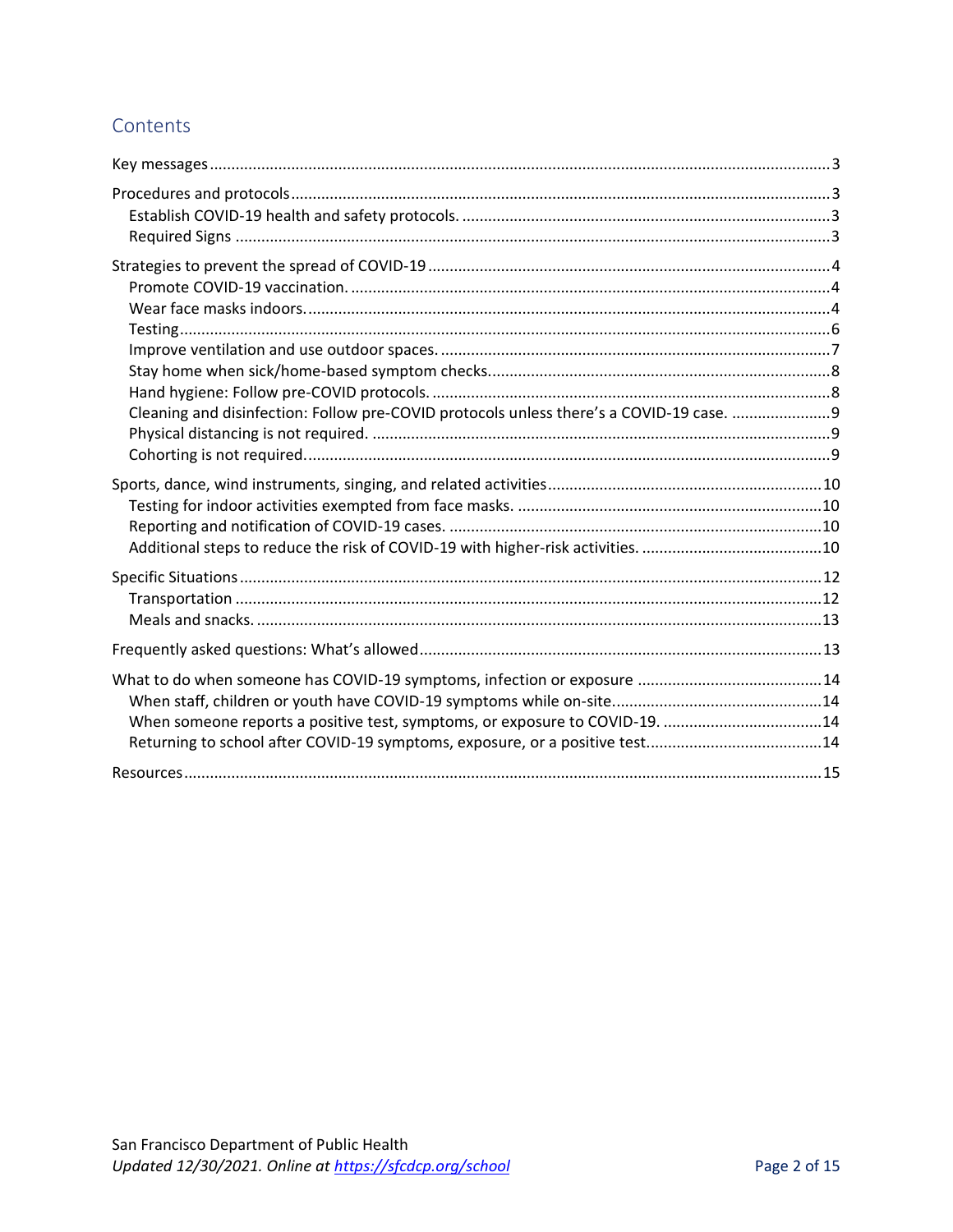## Contents

- Key messages ... 3
- Procedures and protocols ... 3
  - Establish COVID-19 health and safety protocols. ... 3
  - Required Signs ... 3
- Strategies to prevent the spread of COVID-19 ... 4
  - Promote COVID-19 vaccination. ... 4
  - Wear face masks indoors. ... 4
  - Testing ... 6
  - Improve ventilation and use outdoor spaces. ... 7
  - Stay home when sick/home-based symptom checks. ... 8
  - Hand hygiene: Follow pre-COVID protocols. ... 8
  - Cleaning and disinfection: Follow pre-COVID protocols unless there's a COVID-19 case. ... 9
  - Physical distancing is not required. ... 9
  - Cohorting is not required. ... 9
- Sports, dance, wind instruments, singing, and related activities ... 10
  - Testing for indoor activities exempted from face masks. ... 10
  - Reporting and notification of COVID-19 cases. ... 10
  - Additional steps to reduce the risk of COVID-19 with higher-risk activities. ... 10
- Specific Situations ... 12
  - Transportation ... 12
  - Meals and snacks. ... 13
- Frequently asked questions: What's allowed ... 13
- What to do when someone has COVID-19 symptoms, infection or exposure ... 14
  - When staff, children or youth have COVID-19 symptoms while on-site. ... 14
  - When someone reports a positive test, symptoms, or exposure to COVID-19. ... 14
  - Returning to school after COVID-19 symptoms, exposure, or a positive test. ... 14
- Resources ... 15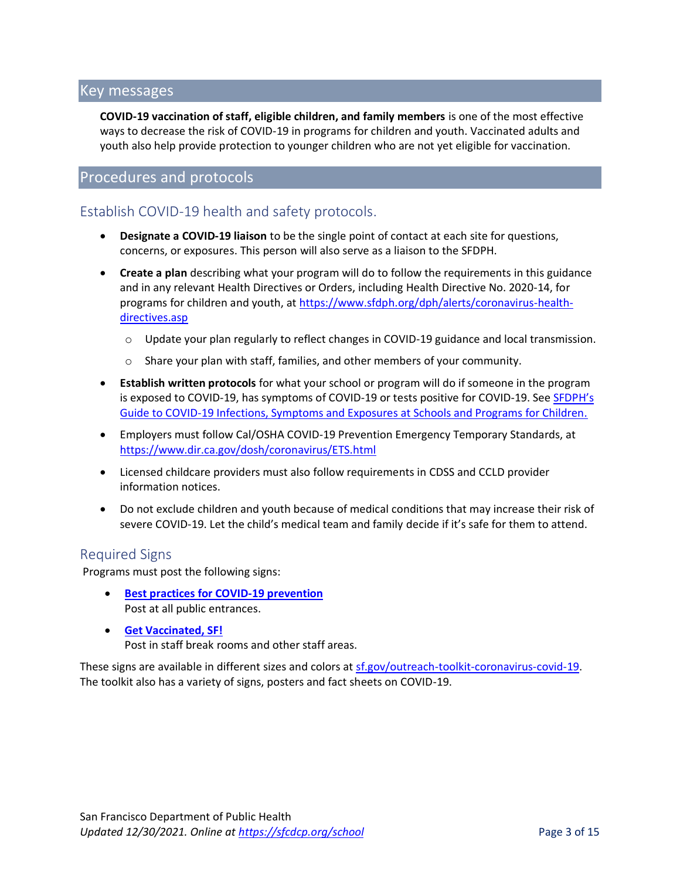## Key messages

**COVID-19 vaccination of staff, eligible children, and family members** is one of the most effective ways to decrease the risk of COVID-19 in programs for children and youth. Vaccinated adults and youth also help provide protection to younger children who are not yet eligible for vaccination.

## Procedures and protocols

### Establish COVID-19 health and safety protocols.

- **Designate a COVID-19 liaison** to be the single point of contact at each site for questions, concerns, or exposures. This person will also serve as a liaison to the SFDPH.
- **Create a plan** describing what your program will do to follow the requirements in this guidance and in any relevant Health Directives or Orders, including Health Directive No. 2020-14, for programs for children and youth, at [https://www.sfdph.org/dph/alerts/coronavirus-health-directives.asp](https://www.sfdph.org/dph/alerts/coronavirus-health-directives.asp)
  - Update your plan regularly to reflect changes in COVID-19 guidance and local transmission.
  - Share your plan with staff, families, and other members of your community.
- **Establish written protocols** for what your school or program will do if someone in the program is exposed to COVID-19, has symptoms of COVID-19 or tests positive for COVID-19. See SFDPH's Guide to COVID-19 Infections, Symptoms and Exposures at Schools and Programs for Children.
- Employers must follow Cal/OSHA COVID-19 Prevention Emergency Temporary Standards, at [https://www.dir.ca.gov/dosh/coronavirus/ETS.html](https://www.dir.ca.gov/dosh/coronavirus/ETS.html)
- Licensed childcare providers must also follow requirements in CDSS and CCLD provider information notices.
- Do not exclude children and youth because of medical conditions that may increase their risk of severe COVID-19. Let the child's medical team and family decide if it's safe for them to attend.

### Required Signs

Programs must post the following signs:

- **Best practices for COVID-19 prevention**
  Post at all public entrances.
- **Get Vaccinated, SF!**
  Post in staff break rooms and other staff areas.

These signs are available in different sizes and colors at sf.gov/outreach-toolkit-coronavirus-covid-19. The toolkit also has a variety of signs, posters and fact sheets on COVID-19.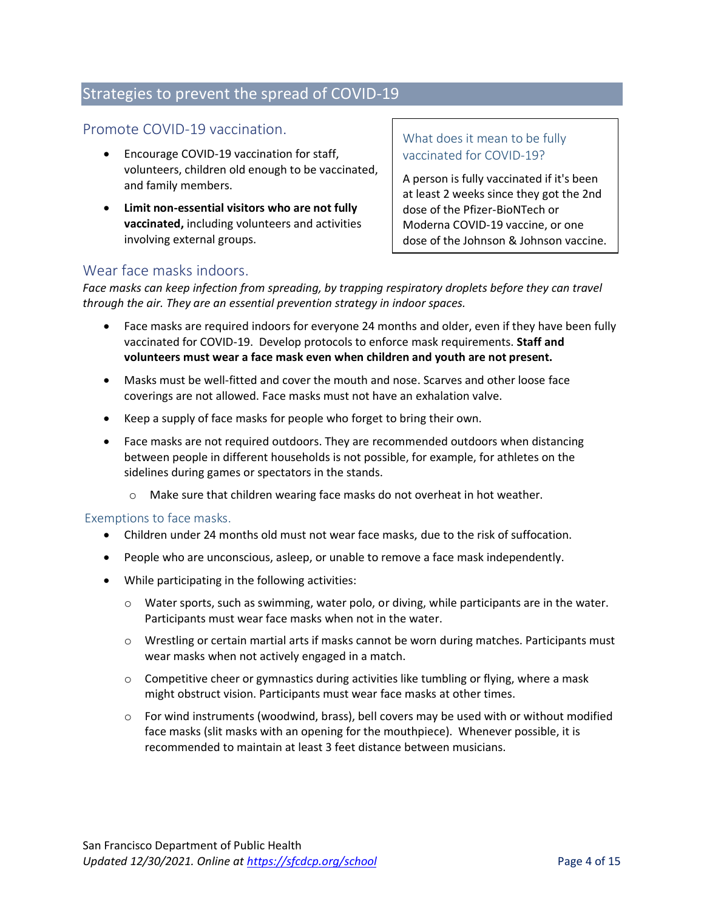## Strategies to prevent the spread of COVID-19

### Promote COVID-19 vaccination.

- Encourage COVID-19 vaccination for staff, volunteers, children old enough to be vaccinated, and family members.
- **Limit non-essential visitors who are not fully vaccinated,** including volunteers and activities involving external groups.

> **What does it mean to be fully vaccinated for COVID-19?**
>
> A person is fully vaccinated if it's been at least 2 weeks since they got the 2nd dose of the Pfizer-BioNTech or Moderna COVID-19 vaccine, or one dose of the Johnson & Johnson vaccine.

### Wear face masks indoors.

*Face masks can keep infection from spreading, by trapping respiratory droplets before they can travel through the air. They are an essential prevention strategy in indoor spaces.*

- Face masks are required indoors for everyone 24 months and older, even if they have been fully vaccinated for COVID-19. Develop protocols to enforce mask requirements. **Staff and volunteers must wear a face mask even when children and youth are not present.**
- Masks must be well-fitted and cover the mouth and nose. Scarves and other loose face coverings are not allowed. Face masks must not have an exhalation valve.
- Keep a supply of face masks for people who forget to bring their own.
- Face masks are not required outdoors. They are recommended outdoors when distancing between people in different households is not possible, for example, for athletes on the sidelines during games or spectators in the stands.
  - Make sure that children wearing face masks do not overheat in hot weather.

#### Exemptions to face masks.

- Children under 24 months old must not wear face masks, due to the risk of suffocation.
- People who are unconscious, asleep, or unable to remove a face mask independently.
- While participating in the following activities:
  - Water sports, such as swimming, water polo, or diving, while participants are in the water. Participants must wear face masks when not in the water.
  - Wrestling or certain martial arts if masks cannot be worn during matches. Participants must wear masks when not actively engaged in a match.
  - Competitive cheer or gymnastics during activities like tumbling or flying, where a mask might obstruct vision. Participants must wear face masks at other times.
  - For wind instruments (woodwind, brass), bell covers may be used with or without modified face masks (slit masks with an opening for the mouthpiece). Whenever possible, it is recommended to maintain at least 3 feet distance between musicians.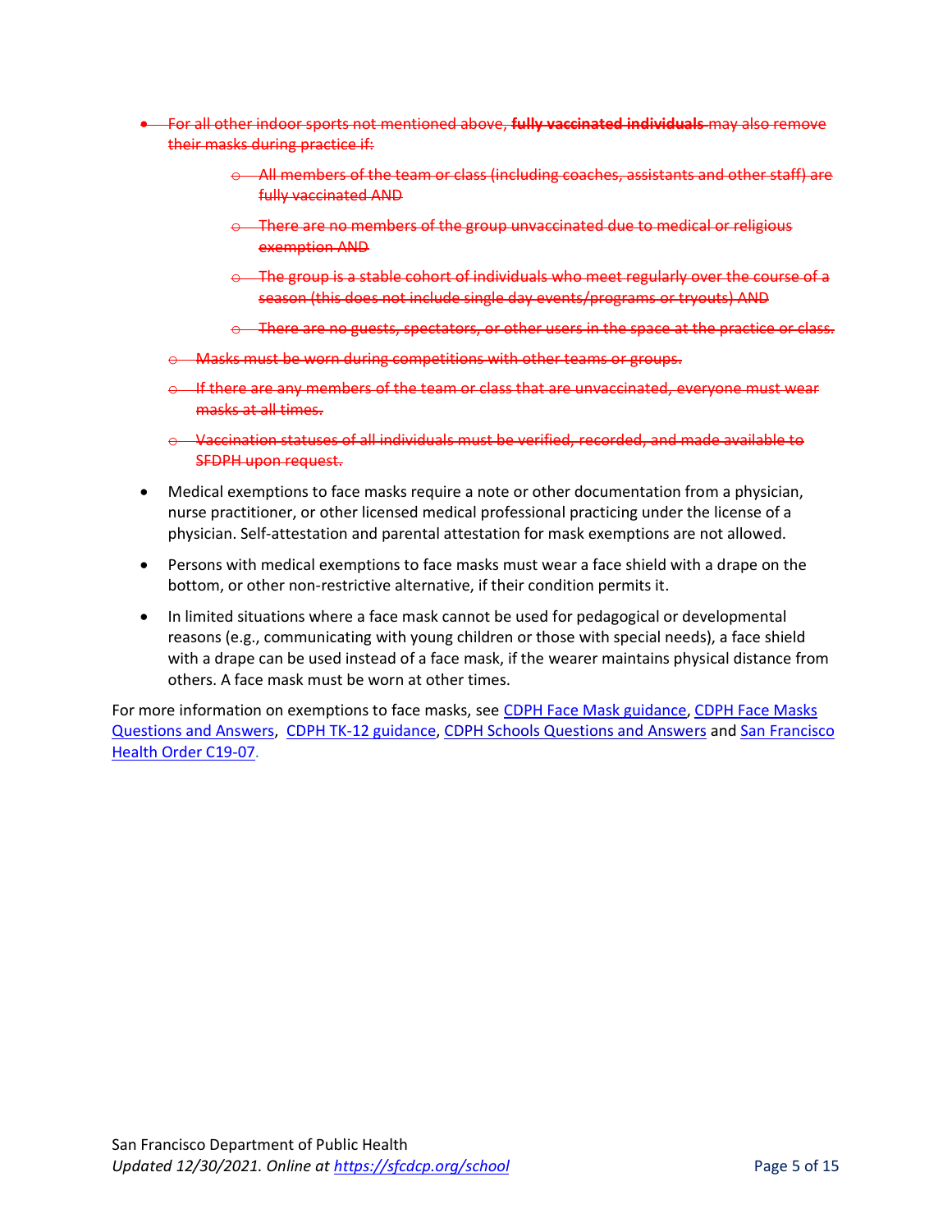- ~~For all other indoor sports not mentioned above, **fully vaccinated individuals** may also remove their masks during practice if:~~
    - ~~All members of the team or class (including coaches, assistants and other staff) are fully vaccinated AND~~
    - ~~There are no members of the group unvaccinated due to medical or religious exemption AND~~
    - ~~The group is a stable cohort of individuals who meet regularly over the course of a season (this does not include single day events/programs or tryouts) AND~~
    - ~~There are no guests, spectators, or other users in the space at the practice or class.~~
  - ~~Masks must be worn during competitions with other teams or groups.~~
  - ~~If there are any members of the team or class that are unvaccinated, everyone must wear masks at all times.~~
  - ~~Vaccination statuses of all individuals must be verified, recorded, and made available to SFDPH upon request.~~
- Medical exemptions to face masks require a note or other documentation from a physician, nurse practitioner, or other licensed medical professional practicing under the license of a physician. Self-attestation and parental attestation for mask exemptions are not allowed.
- Persons with medical exemptions to face masks must wear a face shield with a drape on the bottom, or other non-restrictive alternative, if their condition permits it.
- In limited situations where a face mask cannot be used for pedagogical or developmental reasons (e.g., communicating with young children or those with special needs), a face shield with a drape can be used instead of a face mask, if the wearer maintains physical distance from others. A face mask must be worn at other times.

For more information on exemptions to face masks, see CDPH Face Mask guidance, CDPH Face Masks Questions and Answers, CDPH TK-12 guidance, CDPH Schools Questions and Answers and San Francisco Health Order C19-07.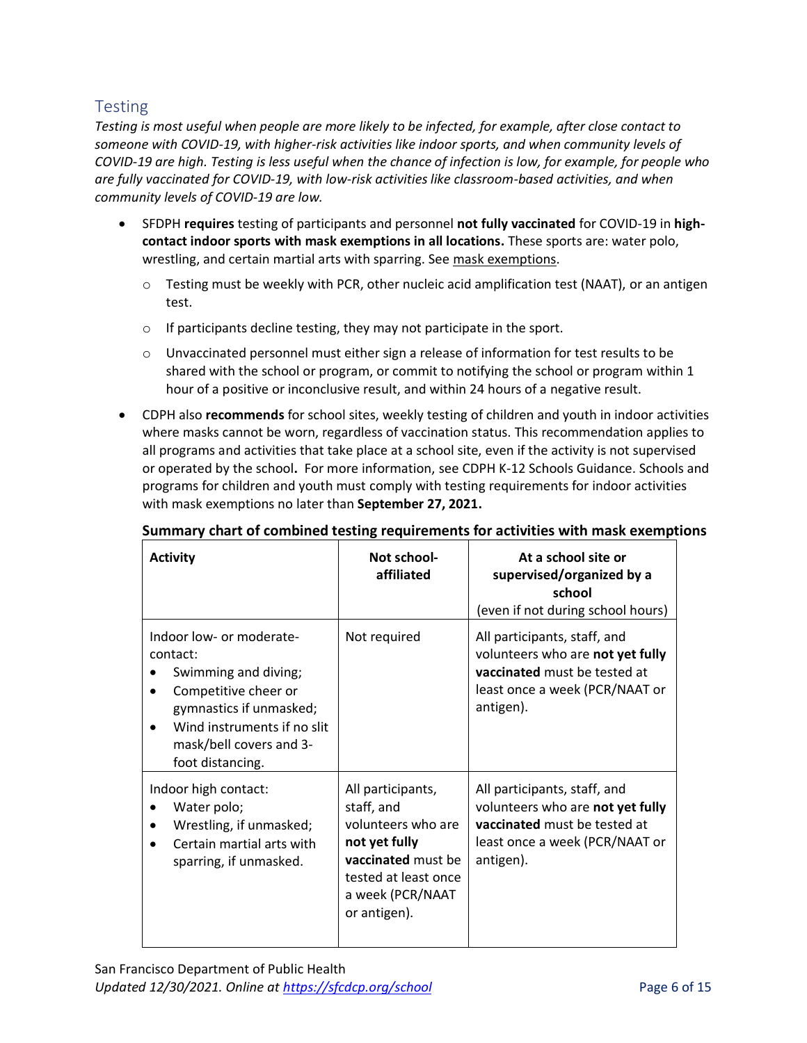## Testing

*Testing is most useful when people are more likely to be infected, for example, after close contact to someone with COVID-19, with higher-risk activities like indoor sports, and when community levels of COVID-19 are high. Testing is less useful when the chance of infection is low, for example, for people who are fully vaccinated for COVID-19, with low-risk activities like classroom-based activities, and when community levels of COVID-19 are low.*

- SFDPH **requires** testing of participants and personnel **not fully vaccinated** for COVID-19 in **high-contact indoor sports with mask exemptions in all locations.** These sports are: water polo, wrestling, and certain martial arts with sparring. See mask exemptions.
  - Testing must be weekly with PCR, other nucleic acid amplification test (NAAT), or an antigen test.
  - If participants decline testing, they may not participate in the sport.
  - Unvaccinated personnel must either sign a release of information for test results to be shared with the school or program, or commit to notifying the school or program within 1 hour of a positive or inconclusive result, and within 24 hours of a negative result.
- CDPH also **recommends** for school sites, weekly testing of children and youth in indoor activities where masks cannot be worn, regardless of vaccination status. This recommendation applies to all programs and activities that take place at a school site, even if the activity is not supervised or operated by the school**.** For more information, see CDPH K-12 Schools Guidance. Schools and programs for children and youth must comply with testing requirements for indoor activities with mask exemptions no later than **September 27, 2021.**

**Summary chart of combined testing requirements for activities with mask exemptions**

| **Activity** | **Not school-affiliated** | **At a school site or supervised/organized by a school** (even if not during school hours) |
|---|---|---|
| Indoor low- or moderate-contact:<br>• Swimming and diving;<br>• Competitive cheer or gymnastics if unmasked;<br>• Wind instruments if no slit mask/bell covers and 3-foot distancing. | Not required | All participants, staff, and volunteers who are **not yet fully vaccinated** must be tested at least once a week (PCR/NAAT or antigen). |
| Indoor high contact:<br>• Water polo;<br>• Wrestling, if unmasked;<br>• Certain martial arts with sparring, if unmasked. | All participants, staff, and volunteers who are **not yet fully vaccinated** must be tested at least once a week (PCR/NAAT or antigen). | All participants, staff, and volunteers who are **not yet fully vaccinated** must be tested at least once a week (PCR/NAAT or antigen). |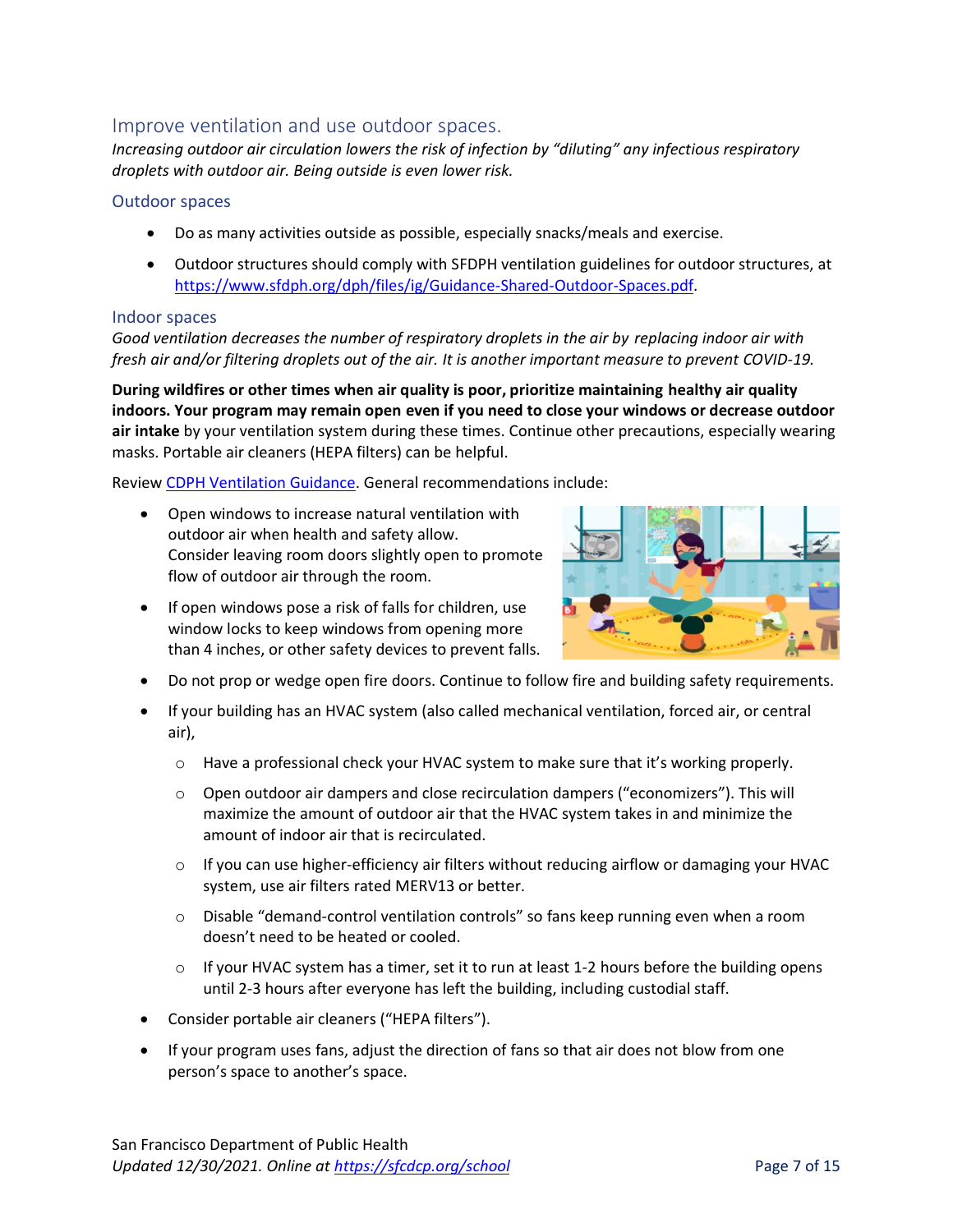## Improve ventilation and use outdoor spaces.

*Increasing outdoor air circulation lowers the risk of infection by "diluting" any infectious respiratory droplets with outdoor air. Being outside is even lower risk.*

### Outdoor spaces

- Do as many activities outside as possible, especially snacks/meals and exercise.
- Outdoor structures should comply with SFDPH ventilation guidelines for outdoor structures, at [https://www.sfdph.org/dph/files/ig/Guidance-Shared-Outdoor-Spaces.pdf](https://www.sfdph.org/dph/files/ig/Guidance-Shared-Outdoor-Spaces.pdf).

### Indoor spaces

*Good ventilation decreases the number of respiratory droplets in the air by replacing indoor air with fresh air and/or filtering droplets out of the air. It is another important measure to prevent COVID-19.*

**During wildfires or other times when air quality is poor, prioritize maintaining healthy air quality indoors. Your program may remain open even if you need to close your windows or decrease outdoor air intake** by your ventilation system during these times. Continue other precautions, especially wearing masks. Portable air cleaners (HEPA filters) can be helpful.

Review [CDPH Ventilation Guidance](). General recommendations include:

- Open windows to increase natural ventilation with outdoor air when health and safety allow. Consider leaving room doors slightly open to promote flow of outdoor air through the room.
- If open windows pose a risk of falls for children, use window locks to keep windows from opening more than 4 inches, or other safety devices to prevent falls.
- Do not prop or wedge open fire doors. Continue to follow fire and building safety requirements.
- If your building has an HVAC system (also called mechanical ventilation, forced air, or central air),
  - Have a professional check your HVAC system to make sure that it's working properly.
  - Open outdoor air dampers and close recirculation dampers ("economizers"). This will maximize the amount of outdoor air that the HVAC system takes in and minimize the amount of indoor air that is recirculated.
  - If you can use higher-efficiency air filters without reducing airflow or damaging your HVAC system, use air filters rated MERV13 or better.
  - Disable "demand-control ventilation controls" so fans keep running even when a room doesn't need to be heated or cooled.
  - If your HVAC system has a timer, set it to run at least 1-2 hours before the building opens until 2-3 hours after everyone has left the building, including custodial staff.
- Consider portable air cleaners ("HEPA filters").
- If your program uses fans, adjust the direction of fans so that air does not blow from one person's space to another's space.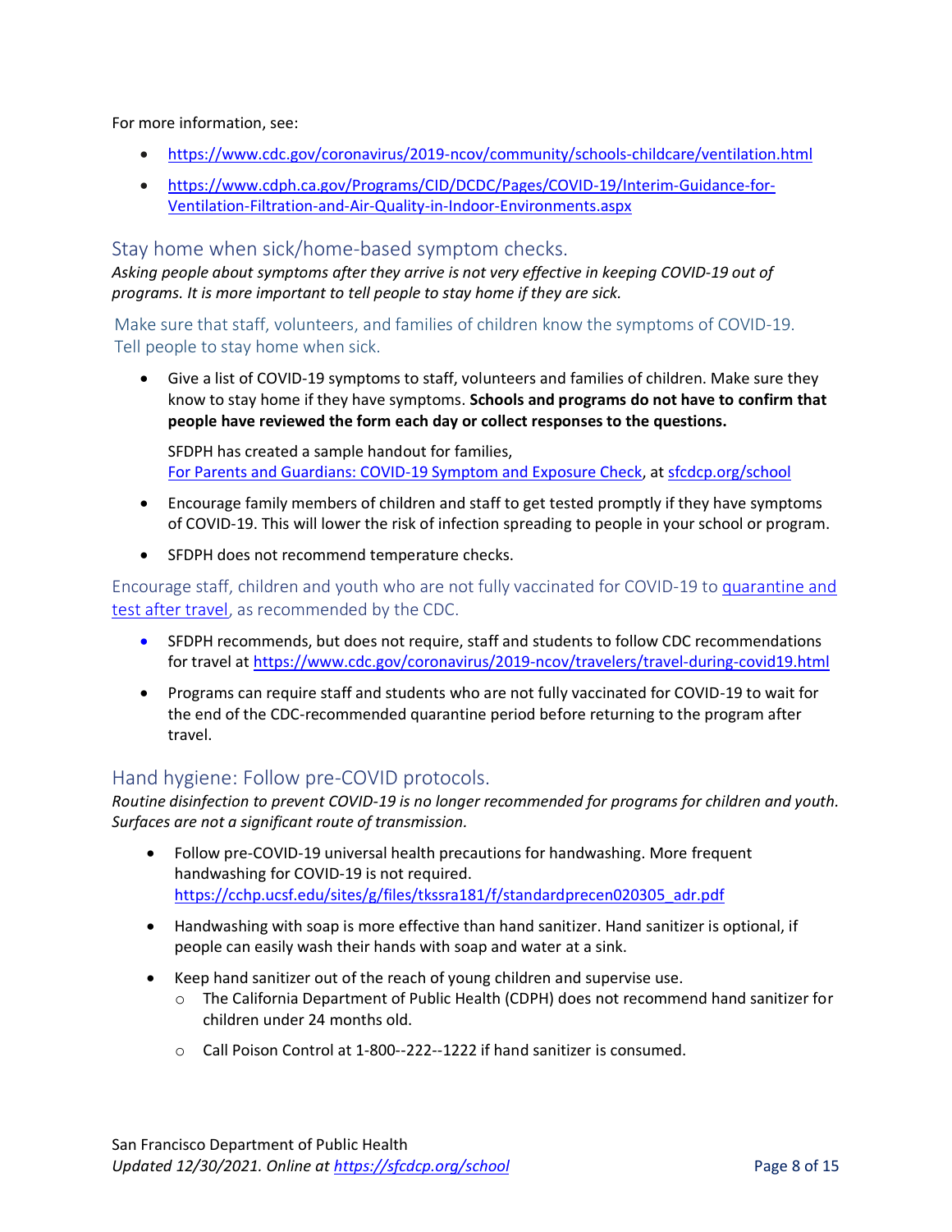For more information, see:

- https://www.cdc.gov/coronavirus/2019-ncov/community/schools-childcare/ventilation.html
- https://www.cdph.ca.gov/Programs/CID/DCDC/Pages/COVID-19/Interim-Guidance-for-Ventilation-Filtration-and-Air-Quality-in-Indoor-Environments.aspx

## Stay home when sick/home-based symptom checks.

*Asking people about symptoms after they arrive is not very effective in keeping COVID-19 out of programs. It is more important to tell people to stay home if they are sick.*

### Make sure that staff, volunteers, and families of children know the symptoms of COVID-19. Tell people to stay home when sick.

- Give a list of COVID-19 symptoms to staff, volunteers and families of children. Make sure they know to stay home if they have symptoms. **Schools and programs do not have to confirm that people have reviewed the form each day or collect responses to the questions.**

  SFDPH has created a sample handout for families, For Parents and Guardians: COVID-19 Symptom and Exposure Check, at sfcdcp.org/school

- Encourage family members of children and staff to get tested promptly if they have symptoms of COVID-19. This will lower the risk of infection spreading to people in your school or program.
- SFDPH does not recommend temperature checks.

### Encourage staff, children and youth who are not fully vaccinated for COVID-19 to quarantine and test after travel, as recommended by the CDC.

- SFDPH recommends, but does not require, staff and students to follow CDC recommendations for travel at https://www.cdc.gov/coronavirus/2019-ncov/travelers/travel-during-covid19.html
- Programs can require staff and students who are not fully vaccinated for COVID-19 to wait for the end of the CDC-recommended quarantine period before returning to the program after travel.

## Hand hygiene: Follow pre-COVID protocols.

*Routine disinfection to prevent COVID-19 is no longer recommended for programs for children and youth. Surfaces are not a significant route of transmission.*

- Follow pre-COVID-19 universal health precautions for handwashing. More frequent handwashing for COVID-19 is not required. https://cchp.ucsf.edu/sites/g/files/tkssra181/f/standardprecen020305_adr.pdf
- Handwashing with soap is more effective than hand sanitizer. Hand sanitizer is optional, if people can easily wash their hands with soap and water at a sink.
- Keep hand sanitizer out of the reach of young children and supervise use.
  - The California Department of Public Health (CDPH) does not recommend hand sanitizer for children under 24 months old.
  - Call Poison Control at 1-800--222--1222 if hand sanitizer is consumed.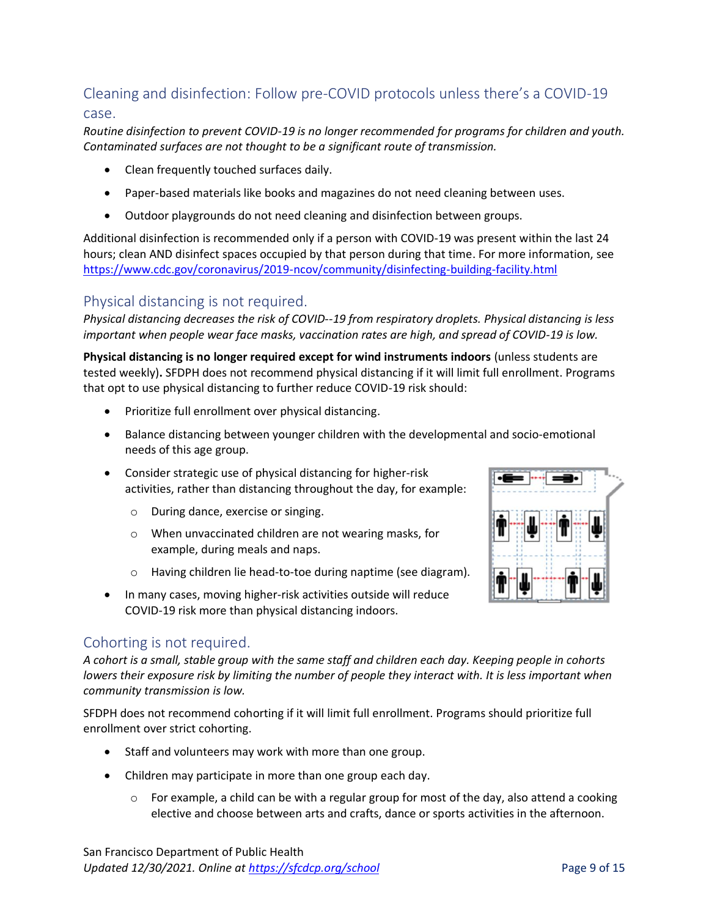## Cleaning and disinfection: Follow pre-COVID protocols unless there's a COVID-19 case.

*Routine disinfection to prevent COVID-19 is no longer recommended for programs for children and youth. Contaminated surfaces are not thought to be a significant route of transmission.*

- Clean frequently touched surfaces daily.
- Paper-based materials like books and magazines do not need cleaning between uses.
- Outdoor playgrounds do not need cleaning and disinfection between groups.

Additional disinfection is recommended only if a person with COVID-19 was present within the last 24 hours; clean AND disinfect spaces occupied by that person during that time. For more information, see https://www.cdc.gov/coronavirus/2019-ncov/community/disinfecting-building-facility.html

## Physical distancing is not required.

*Physical distancing decreases the risk of COVID--19 from respiratory droplets. Physical distancing is less important when people wear face masks, vaccination rates are high, and spread of COVID-19 is low.*

**Physical distancing is no longer required except for wind instruments indoors** (unless students are tested weekly)**.** SFDPH does not recommend physical distancing if it will limit full enrollment. Programs that opt to use physical distancing to further reduce COVID-19 risk should:

- Prioritize full enrollment over physical distancing.
- Balance distancing between younger children with the developmental and socio-emotional needs of this age group.
- Consider strategic use of physical distancing for higher-risk activities, rather than distancing throughout the day, for example:
  - During dance, exercise or singing.
  - When unvaccinated children are not wearing masks, for example, during meals and naps.
  - Having children lie head-to-toe during naptime (see diagram).
- In many cases, moving higher-risk activities outside will reduce COVID-19 risk more than physical distancing indoors.

## Cohorting is not required.

*A cohort is a small, stable group with the same staff and children each day. Keeping people in cohorts lowers their exposure risk by limiting the number of people they interact with. It is less important when community transmission is low.*

SFDPH does not recommend cohorting if it will limit full enrollment. Programs should prioritize full enrollment over strict cohorting.

- Staff and volunteers may work with more than one group.
- Children may participate in more than one group each day.
  - For example, a child can be with a regular group for most of the day, also attend a cooking elective and choose between arts and crafts, dance or sports activities in the afternoon.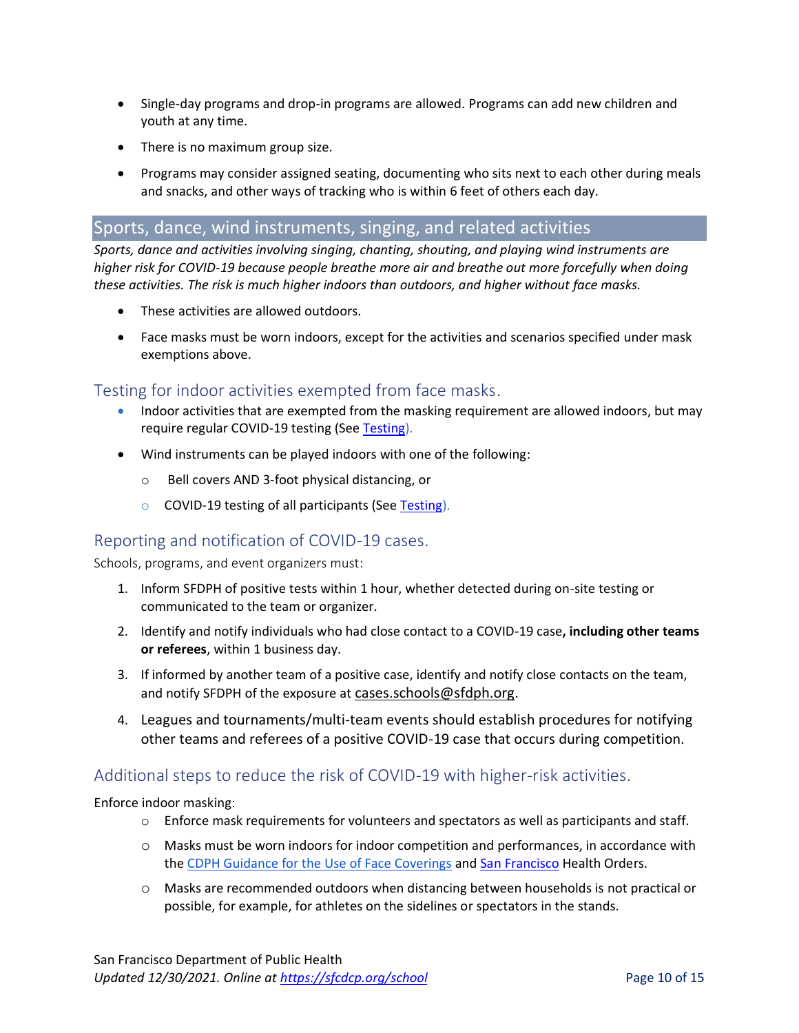- Single-day programs and drop-in programs are allowed. Programs can add new children and youth at any time.
- There is no maximum group size.
- Programs may consider assigned seating, documenting who sits next to each other during meals and snacks, and other ways of tracking who is within 6 feet of others each day.

## Sports, dance, wind instruments, singing, and related activities

*Sports, dance and activities involving singing, chanting, shouting, and playing wind instruments are higher risk for COVID-19 because people breathe more air and breathe out more forcefully when doing these activities. The risk is much higher indoors than outdoors, and higher without face masks.*

- These activities are allowed outdoors.
- Face masks must be worn indoors, except for the activities and scenarios specified under mask exemptions above.

### Testing for indoor activities exempted from face masks.

- Indoor activities that are exempted from the masking requirement are allowed indoors, but may require regular COVID-19 testing (See [Testing](#)).
- Wind instruments can be played indoors with one of the following:
  - Bell covers AND 3-foot physical distancing, or
  - COVID-19 testing of all participants (See [Testing](#)).

### Reporting and notification of COVID-19 cases.

Schools, programs, and event organizers must:

1. Inform SFDPH of positive tests within 1 hour, whether detected during on-site testing or communicated to the team or organizer.
2. Identify and notify individuals who had close contact to a COVID-19 case**, including other teams or referees**, within 1 business day.
3. If informed by another team of a positive case, identify and notify close contacts on the team, and notify SFDPH of the exposure at cases.schools@sfdph.org.
4. Leagues and tournaments/multi-team events should establish procedures for notifying other teams and referees of a positive COVID-19 case that occurs during competition.

### Additional steps to reduce the risk of COVID-19 with higher-risk activities.

Enforce indoor masking:

- Enforce mask requirements for volunteers and spectators as well as participants and staff.
- Masks must be worn indoors for indoor competition and performances, in accordance with the [CDPH Guidance for the Use of Face Coverings](#) and [San Francisco](#) Health Orders.
- Masks are recommended outdoors when distancing between households is not practical or possible, for example, for athletes on the sidelines or spectators in the stands.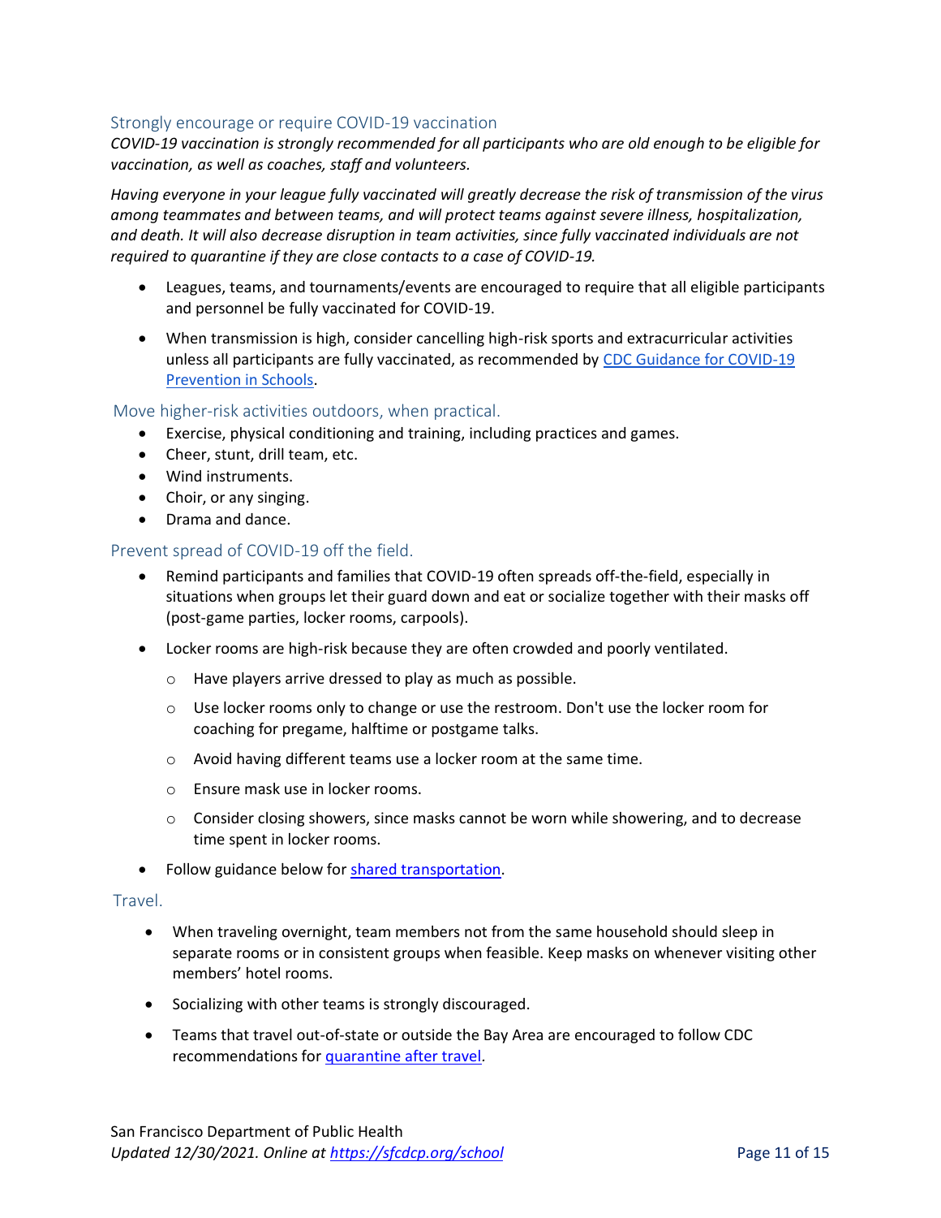### Strongly encourage or require COVID-19 vaccination

*COVID-19 vaccination is strongly recommended for all participants who are old enough to be eligible for vaccination, as well as coaches, staff and volunteers.*

*Having everyone in your league fully vaccinated will greatly decrease the risk of transmission of the virus among teammates and between teams, and will protect teams against severe illness, hospitalization, and death. It will also decrease disruption in team activities, since fully vaccinated individuals are not required to quarantine if they are close contacts to a case of COVID-19.*

- Leagues, teams, and tournaments/events are encouraged to require that all eligible participants and personnel be fully vaccinated for COVID-19.
- When transmission is high, consider cancelling high-risk sports and extracurricular activities unless all participants are fully vaccinated, as recommended by [CDC Guidance for COVID-19 Prevention in Schools](#).

### Move higher-risk activities outdoors, when practical.

- Exercise, physical conditioning and training, including practices and games.
- Cheer, stunt, drill team, etc.
- Wind instruments.
- Choir, or any singing.
- Drama and dance.

### Prevent spread of COVID-19 off the field.

- Remind participants and families that COVID-19 often spreads off-the-field, especially in situations when groups let their guard down and eat or socialize together with their masks off (post-game parties, locker rooms, carpools).
- Locker rooms are high-risk because they are often crowded and poorly ventilated.
  - Have players arrive dressed to play as much as possible.
  - Use locker rooms only to change or use the restroom. Don't use the locker room for coaching for pregame, halftime or postgame talks.
  - Avoid having different teams use a locker room at the same time.
  - Ensure mask use in locker rooms.
  - Consider closing showers, since masks cannot be worn while showering, and to decrease time spent in locker rooms.
- Follow guidance below for [shared transportation](#).

### Travel.

- When traveling overnight, team members not from the same household should sleep in separate rooms or in consistent groups when feasible. Keep masks on whenever visiting other members' hotel rooms.
- Socializing with other teams is strongly discouraged.
- Teams that travel out-of-state or outside the Bay Area are encouraged to follow CDC recommendations for [quarantine after travel](#).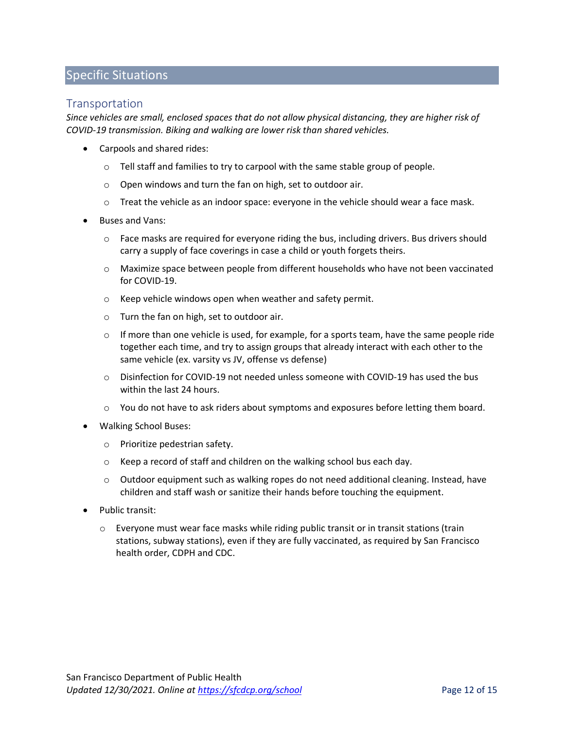## Specific Situations

### Transportation

*Since vehicles are small, enclosed spaces that do not allow physical distancing, they are higher risk of COVID-19 transmission. Biking and walking are lower risk than shared vehicles.*

- Carpools and shared rides:
  - Tell staff and families to try to carpool with the same stable group of people.
  - Open windows and turn the fan on high, set to outdoor air.
  - Treat the vehicle as an indoor space: everyone in the vehicle should wear a face mask.
- Buses and Vans:
  - Face masks are required for everyone riding the bus, including drivers. Bus drivers should carry a supply of face coverings in case a child or youth forgets theirs.
  - Maximize space between people from different households who have not been vaccinated for COVID-19.
  - Keep vehicle windows open when weather and safety permit.
  - Turn the fan on high, set to outdoor air.
  - If more than one vehicle is used, for example, for a sports team, have the same people ride together each time, and try to assign groups that already interact with each other to the same vehicle (ex. varsity vs JV, offense vs defense)
  - Disinfection for COVID-19 not needed unless someone with COVID-19 has used the bus within the last 24 hours.
  - You do not have to ask riders about symptoms and exposures before letting them board.
- Walking School Buses:
  - Prioritize pedestrian safety.
  - Keep a record of staff and children on the walking school bus each day.
  - Outdoor equipment such as walking ropes do not need additional cleaning. Instead, have children and staff wash or sanitize their hands before touching the equipment.
- Public transit:
  - Everyone must wear face masks while riding public transit or in transit stations (train stations, subway stations), even if they are fully vaccinated, as required by San Francisco health order, CDPH and CDC.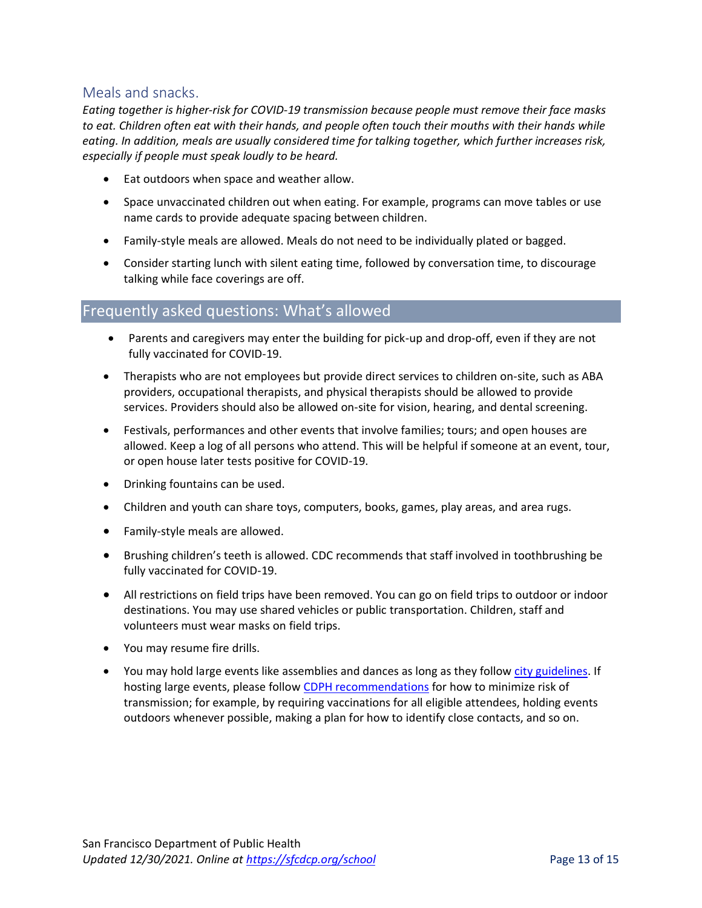## Meals and snacks.

*Eating together is higher-risk for COVID-19 transmission because people must remove their face masks to eat. Children often eat with their hands, and people often touch their mouths with their hands while eating. In addition, meals are usually considered time for talking together, which further increases risk, especially if people must speak loudly to be heard.*

- Eat outdoors when space and weather allow.
- Space unvaccinated children out when eating. For example, programs can move tables or use name cards to provide adequate spacing between children.
- Family-style meals are allowed. Meals do not need to be individually plated or bagged.
- Consider starting lunch with silent eating time, followed by conversation time, to discourage talking while face coverings are off.

## Frequently asked questions: What's allowed

- Parents and caregivers may enter the building for pick-up and drop-off, even if they are not fully vaccinated for COVID-19.
- Therapists who are not employees but provide direct services to children on-site, such as ABA providers, occupational therapists, and physical therapists should be allowed to provide services. Providers should also be allowed on-site for vision, hearing, and dental screening.
- Festivals, performances and other events that involve families; tours; and open houses are allowed. Keep a log of all persons who attend. This will be helpful if someone at an event, tour, or open house later tests positive for COVID-19.
- Drinking fountains can be used.
- Children and youth can share toys, computers, books, games, play areas, and area rugs.
- Family-style meals are allowed.
- Brushing children's teeth is allowed. CDC recommends that staff involved in toothbrushing be fully vaccinated for COVID-19.
- All restrictions on field trips have been removed. You can go on field trips to outdoor or indoor destinations. You may use shared vehicles or public transportation. Children, staff and volunteers must wear masks on field trips.
- You may resume fire drills.
- You may hold large events like assemblies and dances as long as they follow city guidelines. If hosting large events, please follow CDPH recommendations for how to minimize risk of transmission; for example, by requiring vaccinations for all eligible attendees, holding events outdoors whenever possible, making a plan for how to identify close contacts, and so on.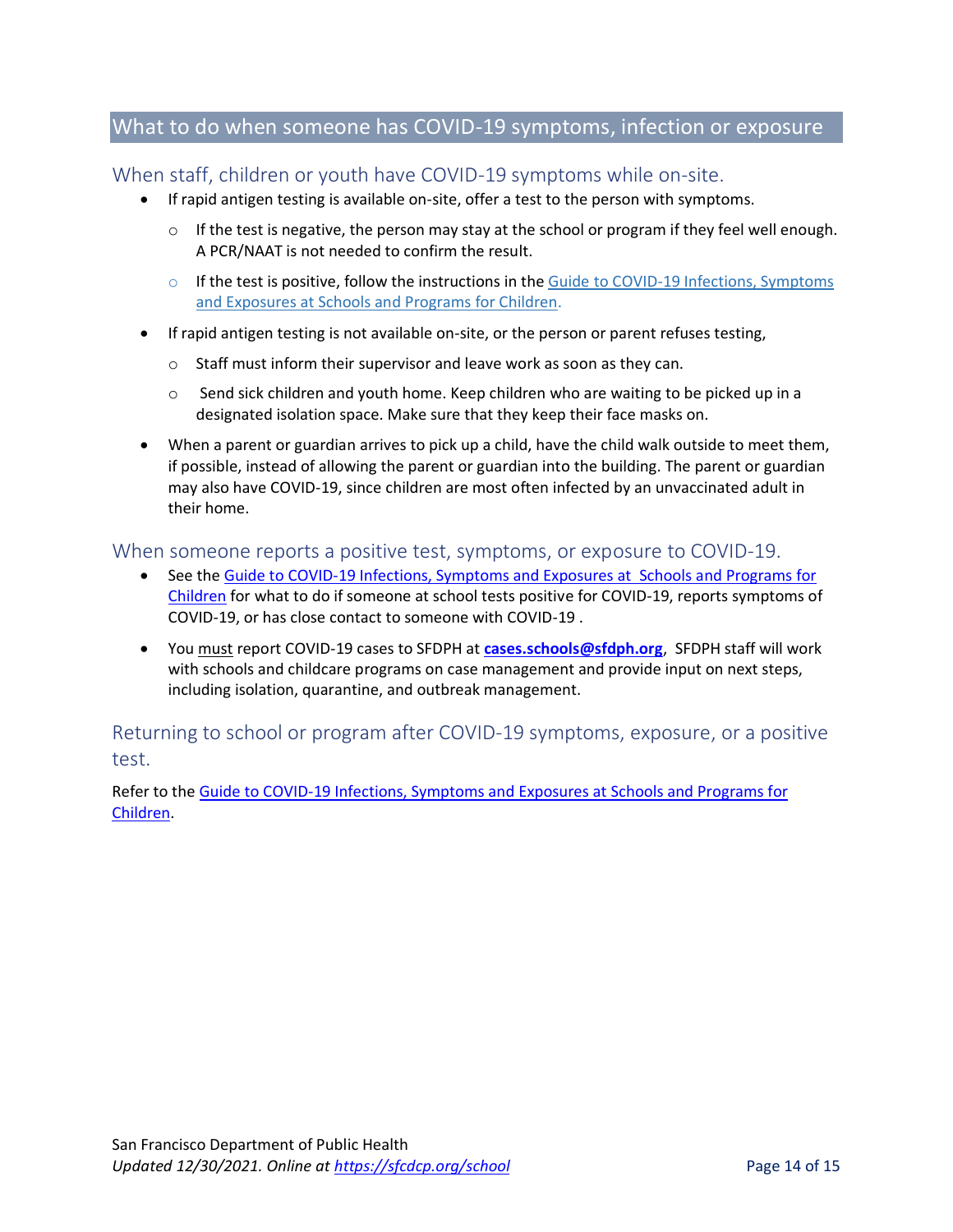## What to do when someone has COVID-19 symptoms, infection or exposure

### When staff, children or youth have COVID-19 symptoms while on-site.

- If rapid antigen testing is available on-site, offer a test to the person with symptoms.
  - If the test is negative, the person may stay at the school or program if they feel well enough. A PCR/NAAT is not needed to confirm the result.
  - If the test is positive, follow the instructions in the Guide to COVID-19 Infections, Symptoms and Exposures at Schools and Programs for Children.
- If rapid antigen testing is not available on-site, or the person or parent refuses testing,
  - Staff must inform their supervisor and leave work as soon as they can.
  - Send sick children and youth home. Keep children who are waiting to be picked up in a designated isolation space. Make sure that they keep their face masks on.
- When a parent or guardian arrives to pick up a child, have the child walk outside to meet them, if possible, instead of allowing the parent or guardian into the building. The parent or guardian may also have COVID-19, since children are most often infected by an unvaccinated adult in their home.

### When someone reports a positive test, symptoms, or exposure to COVID-19.

- See the Guide to COVID-19 Infections, Symptoms and Exposures at Schools and Programs for Children for what to do if someone at school tests positive for COVID-19, reports symptoms of COVID-19, or has close contact to someone with COVID-19 .
- You <u>must</u> report COVID-19 cases to SFDPH at **cases.schools@sfdph.org**, SFDPH staff will work with schools and childcare programs on case management and provide input on next steps, including isolation, quarantine, and outbreak management.

### Returning to school or program after COVID-19 symptoms, exposure, or a positive test.

Refer to the Guide to COVID-19 Infections, Symptoms and Exposures at Schools and Programs for Children.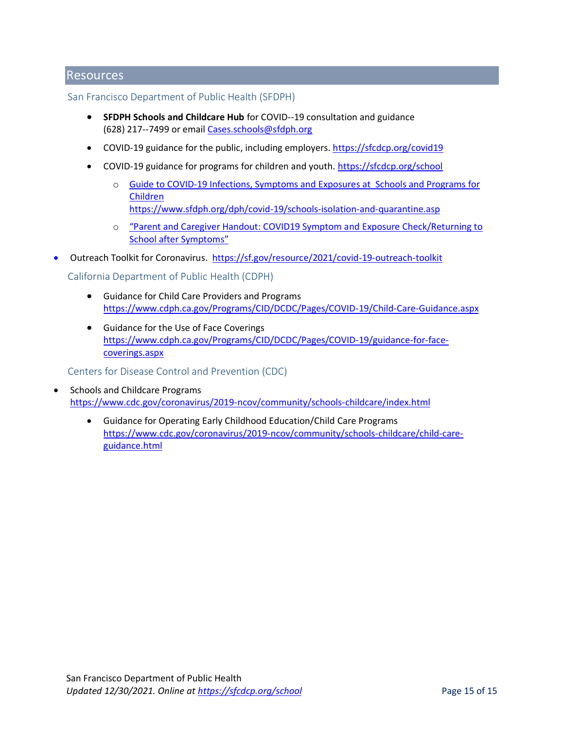## Resources

### San Francisco Department of Public Health (SFDPH)

- **SFDPH Schools and Childcare Hub** for COVID--19 consultation and guidance (628) 217--7499 or email Cases.schools@sfdph.org
- COVID-19 guidance for the public, including employers. https://sfcdcp.org/covid19
- COVID-19 guidance for programs for children and youth. https://sfcdcp.org/school
  - Guide to COVID-19 Infections, Symptoms and Exposures at Schools and Programs for Children https://www.sfdph.org/dph/covid-19/schools-isolation-and-quarantine.asp
  - "Parent and Caregiver Handout: COVID19 Symptom and Exposure Check/Returning to School after Symptoms"
- Outreach Toolkit for Coronavirus. https://sf.gov/resource/2021/covid-19-outreach-toolkit

### California Department of Public Health (CDPH)

- Guidance for Child Care Providers and Programs https://www.cdph.ca.gov/Programs/CID/DCDC/Pages/COVID-19/Child-Care-Guidance.aspx
- Guidance for the Use of Face Coverings https://www.cdph.ca.gov/Programs/CID/DCDC/Pages/COVID-19/guidance-for-face-coverings.aspx

### Centers for Disease Control and Prevention (CDC)

- Schools and Childcare Programs https://www.cdc.gov/coronavirus/2019-ncov/community/schools-childcare/index.html
  - Guidance for Operating Early Childhood Education/Child Care Programs https://www.cdc.gov/coronavirus/2019-ncov/community/schools-childcare/child-care-guidance.html